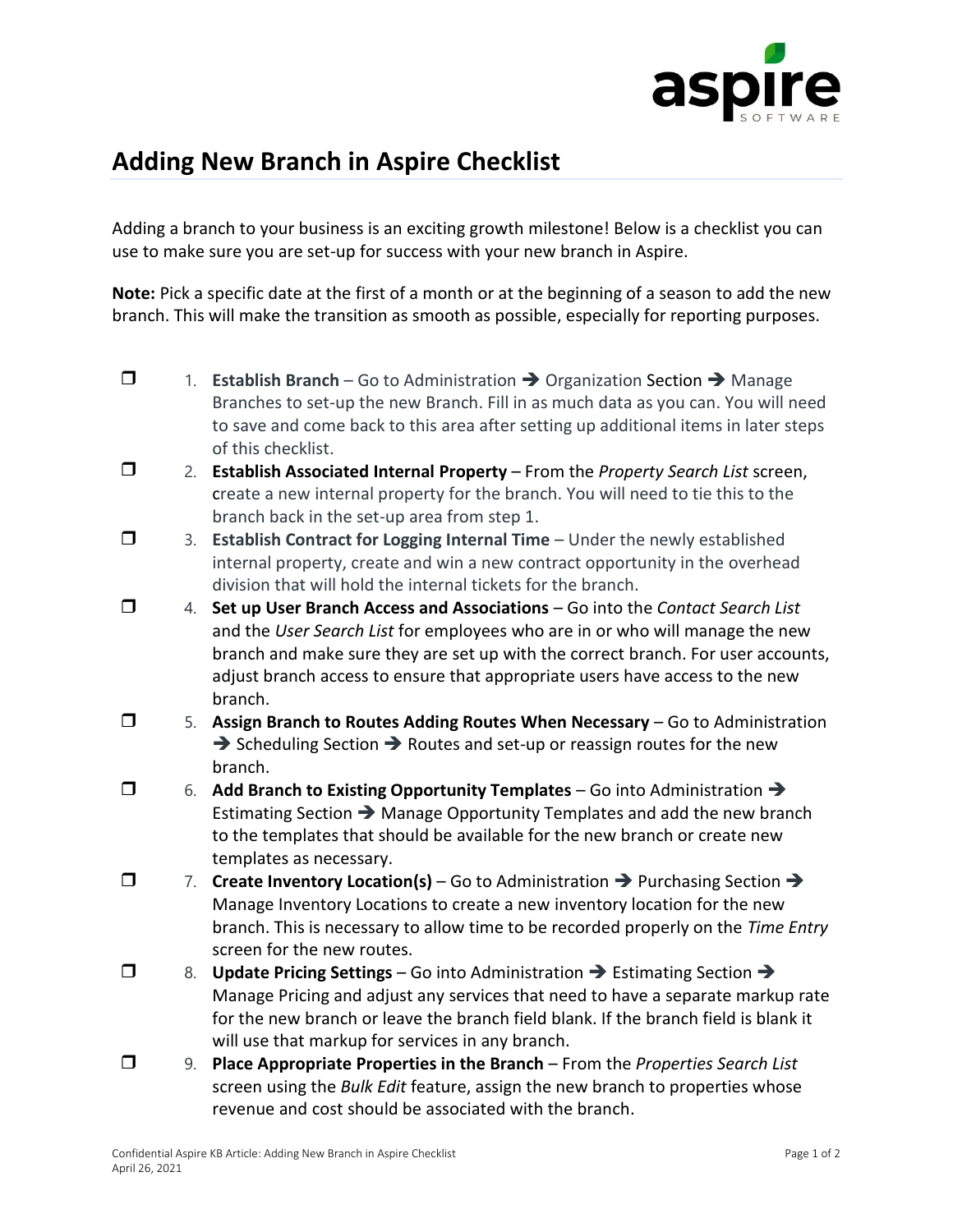# Adding New Branch in Aspire Checklist

Adding a branch to your business is an exciting growth milestone! Below is a checklist you can use to make sure you are set-up for success with your new branch in Aspire.

**Note:** Pick a specific date at the first of a month or at the beginning of a season to add the new branch. This will make the transition as smooth as possible, especially for reporting purposes.

- ❒ 1. **Establish Branch** – Go to Administration ➔ Organization Section ➔ Manage Branches to set-up the new Branch. Fill in as much data as you can. You will need to save and come back to this area after setting up additional items in later steps of this checklist.
- ❒ 2. **Establish Associated Internal Property** – From the *Property Search List* screen, create a new internal property for the branch. You will need to tie this to the branch back in the set-up area from step 1.
- ❒ 3. **Establish Contract for Logging Internal Time** – Under the newly established internal property, create and win a new contract opportunity in the overhead division that will hold the internal tickets for the branch.
- ❒ 4. **Set up User Branch Access and Associations** – Go into the *Contact Search List* and the *User Search List* for employees who are in or who will manage the new branch and make sure they are set up with the correct branch. For user accounts, adjust branch access to ensure that appropriate users have access to the new branch.
- ❒ 5. **Assign Branch to Routes Adding Routes When Necessary** – Go to Administration ➔ Scheduling Section ➔ Routes and set-up or reassign routes for the new branch.
- ❒ 6. **Add Branch to Existing Opportunity Templates** – Go into Administration ➔ Estimating Section ➔ Manage Opportunity Templates and add the new branch to the templates that should be available for the new branch or create new templates as necessary.
- ❒ 7. **Create Inventory Location(s)** – Go to Administration ➔ Purchasing Section ➔ Manage Inventory Locations to create a new inventory location for the new branch. This is necessary to allow time to be recorded properly on the *Time Entry* screen for the new routes.
- ❒ 8. **Update Pricing Settings** – Go into Administration ➔ Estimating Section ➔ Manage Pricing and adjust any services that need to have a separate markup rate for the new branch or leave the branch field blank. If the branch field is blank it will use that markup for services in any branch.
- ❒ 9. **Place Appropriate Properties in the Branch** – From the *Properties Search List* screen using the *Bulk Edit* feature, assign the new branch to properties whose revenue and cost should be associated with the branch.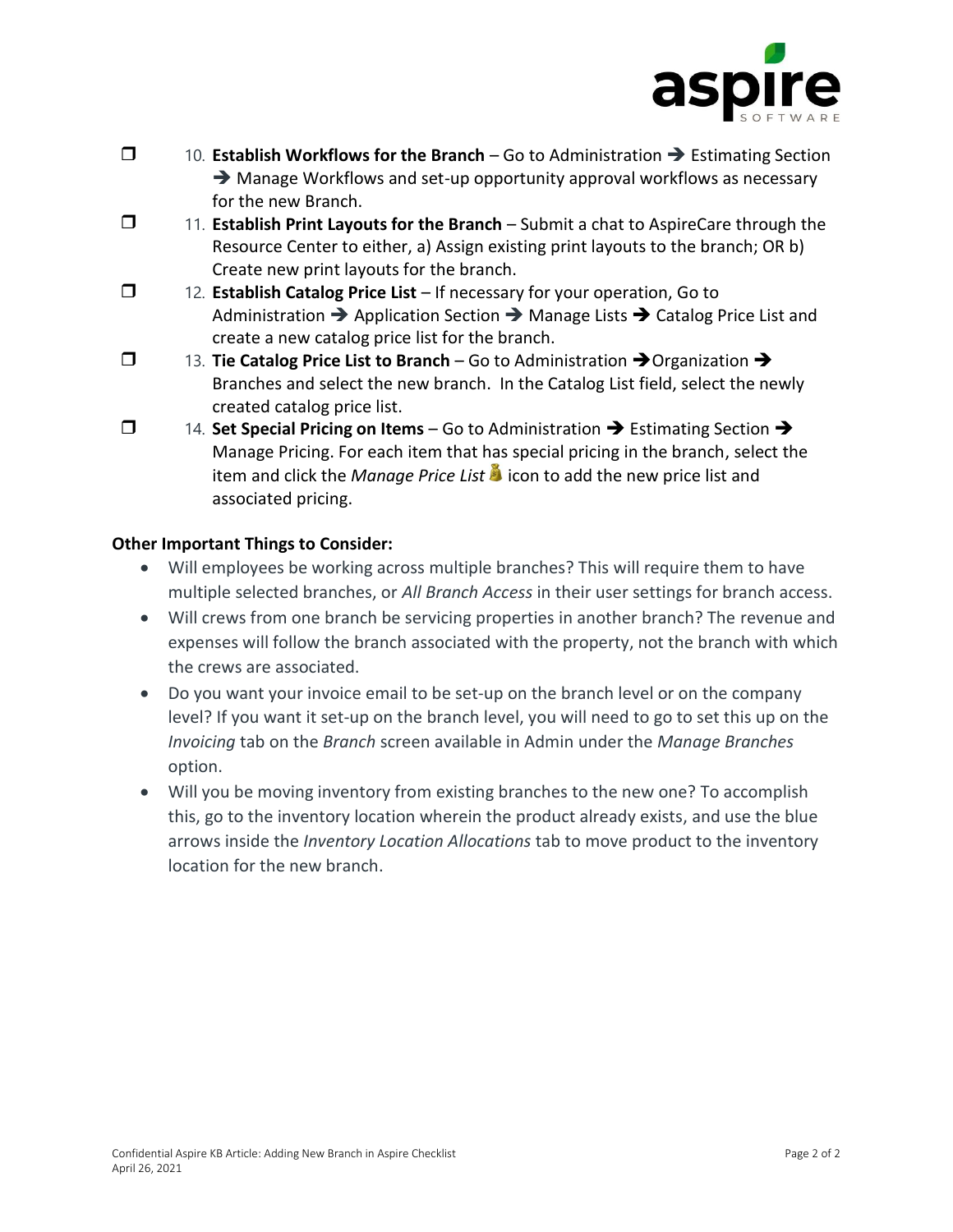- ❒ 10. **Establish Workflows for the Branch** – Go to Administration ➔ Estimating Section ➔ Manage Workflows and set-up opportunity approval workflows as necessary for the new Branch.
- ❒ 11. **Establish Print Layouts for the Branch** – Submit a chat to AspireCare through the Resource Center to either, a) Assign existing print layouts to the branch; OR b) Create new print layouts for the branch.
- ❒ 12. **Establish Catalog Price List** – If necessary for your operation, Go to Administration ➔ Application Section ➔ Manage Lists ➔ Catalog Price List and create a new catalog price list for the branch.
- ❒ 13. **Tie Catalog Price List to Branch** – Go to Administration ➔Organization ➔ Branches and select the new branch. In the Catalog List field, select the newly created catalog price list.
- ❒ 14. **Set Special Pricing on Items** – Go to Administration ➔ Estimating Section ➔ Manage Pricing. For each item that has special pricing in the branch, select the item and click the *Manage Price List* icon to add the new price list and associated pricing.

**Other Important Things to Consider:**

- Will employees be working across multiple branches? This will require them to have multiple selected branches, or *All Branch Access* in their user settings for branch access.
- Will crews from one branch be servicing properties in another branch? The revenue and expenses will follow the branch associated with the property, not the branch with which the crews are associated.
- Do you want your invoice email to be set-up on the branch level or on the company level? If you want it set-up on the branch level, you will need to go to set this up on the *Invoicing* tab on the *Branch* screen available in Admin under the *Manage Branches* option.
- Will you be moving inventory from existing branches to the new one? To accomplish this, go to the inventory location wherein the product already exists, and use the blue arrows inside the *Inventory Location Allocations* tab to move product to the inventory location for the new branch.